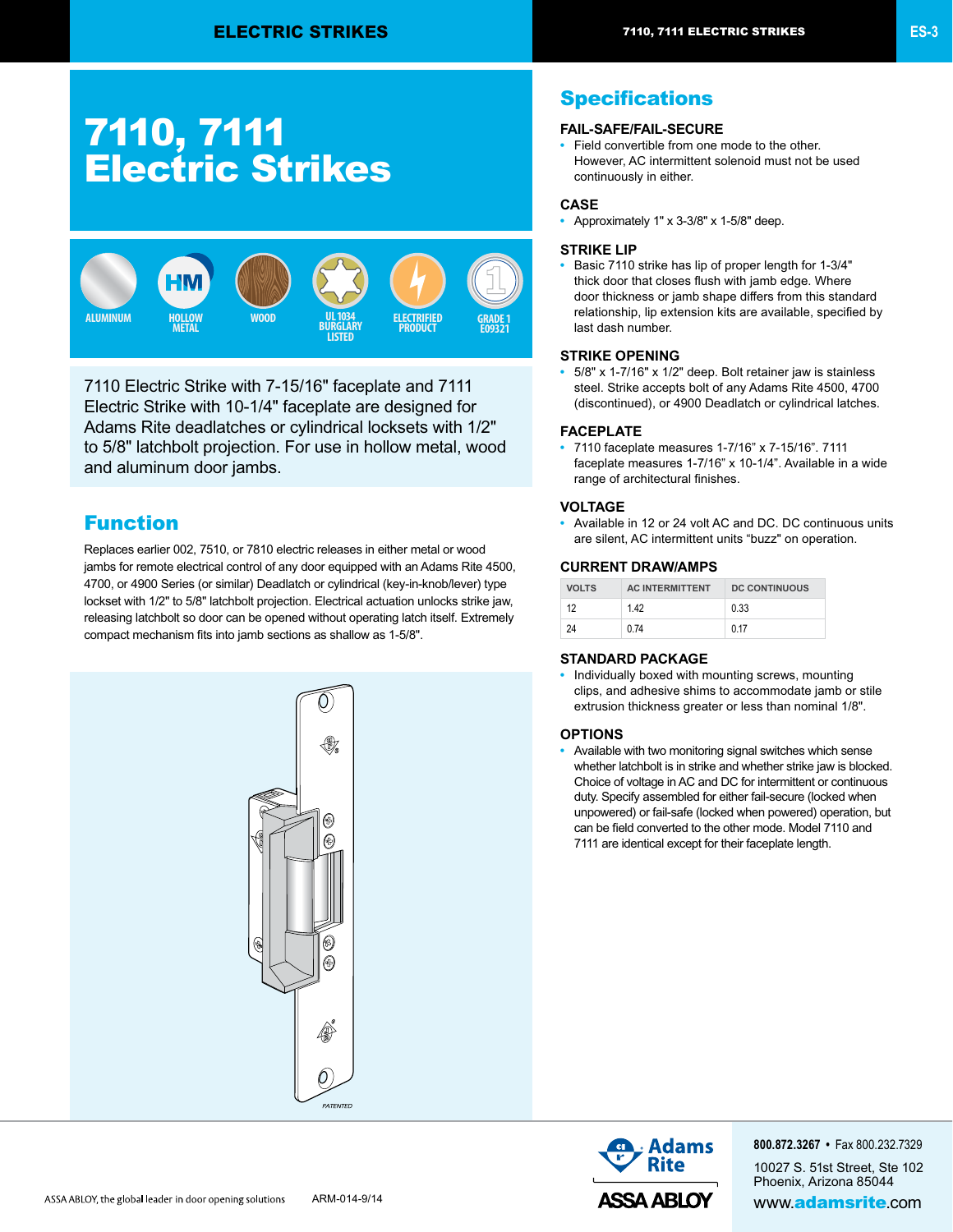# 7110, 7111 Electric Strikes

ALUMINUM | HOLLOW METAL | WOOD | UL 1034 BURGLARY LISTED | ELECTRIFIED PRODUCT | GRADE 1 E09321

7110 Electric Strike with 7-15/16" faceplate and 7111 Electric Strike with 10-1/4" faceplate are designed for Adams Rite deadlatches or cylindrical locksets with 1/2" to 5/8" latchbolt projection. For use in hollow metal, wood and aluminum door jambs.

## Function

Replaces earlier 002, 7510, or 7810 electric releases in either metal or wood jambs for remote electrical control of any door equipped with an Adams Rite 4500, 4700, or 4900 Series (or similar) Deadlatch or cylindrical (key-in-knob/lever) type lockset with 1/2" to 5/8" latchbolt projection. Electrical actuation unlocks strike jaw, releasing latchbolt so door can be opened without operating latch itself. Extremely compact mechanism fits into jamb sections as shallow as 1-5/8".

PATENTED

## Specifications

### FAIL-SAFE/FAIL-SECURE

- Field convertible from one mode to the other. However, AC intermittent solenoid must not be used continuously in either.

### CASE

- Approximately 1" x 3-3/8" x 1-5/8" deep.

### STRIKE LIP

- Basic 7110 strike has lip of proper length for 1-3/4" thick door that closes flush with jamb edge. Where door thickness or jamb shape differs from this standard relationship, lip extension kits are available, specified by last dash number.

### STRIKE OPENING

- 5/8" x 1-7/16" x 1/2" deep. Bolt retainer jaw is stainless steel. Strike accepts bolt of any Adams Rite 4500, 4700 (discontinued), or 4900 Deadlatch or cylindrical latches.

### FACEPLATE

- 7110 faceplate measures 1-7/16" x 7-15/16". 7111 faceplate measures 1-7/16" x 10-1/4". Available in a wide range of architectural finishes.

### VOLTAGE

- Available in 12 or 24 volt AC and DC. DC continuous units are silent, AC intermittent units "buzz" on operation.

### CURRENT DRAW/AMPS

| VOLTS | AC INTERMITTENT | DC CONTINUOUS |
|---|---|---|
| 12 | 1.42 | 0.33 |
| 24 | 0.74 | 0.17 |

### STANDARD PACKAGE

- Individually boxed with mounting screws, mounting clips, and adhesive shims to accommodate jamb or stile extrusion thickness greater or less than nominal 1/8".

### OPTIONS

- Available with two monitoring signal switches which sense whether latchbolt is in strike and whether strike jaw is blocked. Choice of voltage in AC and DC for intermittent or continuous duty. Specify assembled for either fail-secure (locked when unpowered) or fail-safe (locked when powered) operation, but can be field converted to the other mode. Model 7110 and 7111 are identical except for their faceplate length.

ASSA ABLOY, the global leader in door opening solutions     ARM-014-9/14

Adams Rite ASSA ABLOY

**800.872.3267** • Fax 800.232.7329
10027 S. 51st Street, Ste 102
Phoenix, Arizona 85044
www.adamsrite.com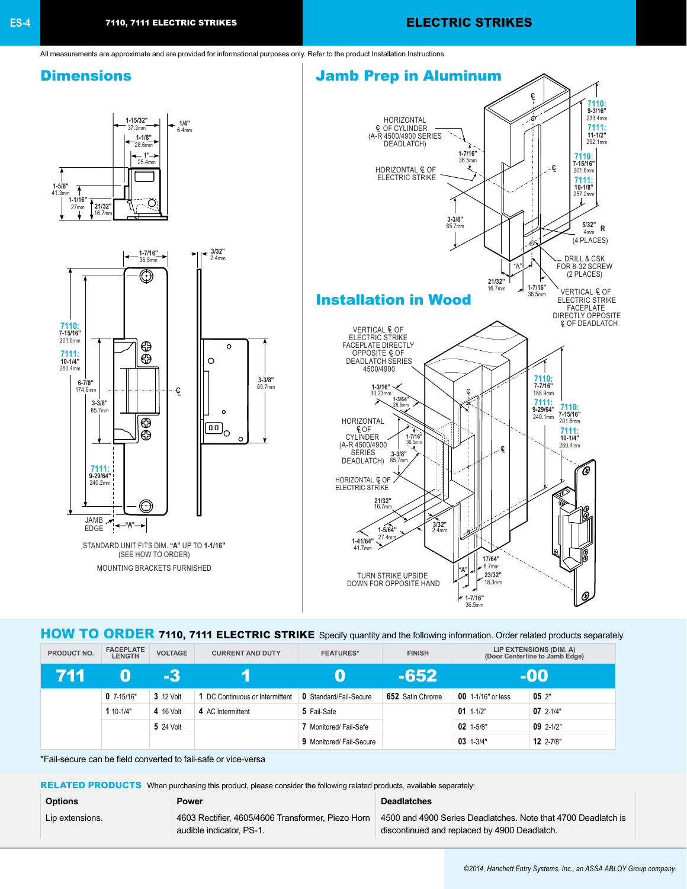All measurements are approximate and are provided for informational purposes only. Refer to the product Installation Instructions.

## Dimensions

1-15/32"
37.3mm
1/4"
6.4mm
1-1/8"
28.6mm
1"
25.4mm
1-5/8"
41.3mm
1-1/16"
27mm
21/32"
16.7mm

1-7/16"
36.5mm
3/32"
2.4mm
7110:
7-15/16"
201.6mm
7111:
10-1/4"
260.4mm
6-7/8"
174.6mm
3-3/8"
85.7mm
3-3/8"
85.7mm
7111:
9-29/64"
240.2mm
JAMB EDGE
"A"

STANDARD UNIT FITS DIM. **"A"** UP TO **1-1/16"** (SEE HOW TO ORDER)

MOUNTING BRACKETS FURNISHED

## Jamb Prep in Aluminum

HORIZONTAL ℄ OF CYLINDER (A-R 4500/4900 SERIES DEADLATCH)
1-7/16"
36.5mm
HORIZONTAL ℄ OF ELECTRIC STRIKE
3-3/8"
85.7mm
7110:
9-3/16"
233.4mm
7111:
11-1/2"
292.1mm
7110:
7-15/16"
201.6mm
7111:
10-1/8"
257.2mm
5/32" R
4mm
(4 PLACES)
DRILL & CSK FOR 8-32 SCREW (2 PLACES)
"A"
21/32"
16.7mm
1-7/16"
36.5mm
VERTICAL ℄ OF ELECTRIC STRIKE FACEPLATE DIRECTLY OPPOSITE ℄ OF DEADLATCH

## Installation in Wood

VERTICAL ℄ OF ELECTRIC STRIKE FACEPLATE DIRECTLY OPPOSITE ℄ OF DEADLATCH SERIES 4500/4900
1-3/16"
30.23mm
1-3/64"
26.6mm
HORIZONTAL ℄ OF CYLINDER (A-R 4500/4900 SERIES DEADLATCH)
1-7/16"
36.5mm
3-3/8"
85.7mm
HORIZONTAL ℄ OF ELECTRIC STRIKE
21/32"
16.7mm
1-5/64"
27.4mm
1-41/64"
41.7mm
3/32"
2.4mm
7110:
7-7/16"
188.9mm
7111:
9-29/64"
240.1mm
7110:
7-15/16"
201.6mm
7111:
10-1/4"
260.4mm
17/64"
6.7mm
23/32"
18.3mm
"A"
1-7/16"
36.5mm
TURN STRIKE UPSIDE DOWN FOR OPPOSITE HAND

## HOW TO ORDER 7110, 7111 ELECTRIC STRIKE

Specify quantity and the following information. Order related products separately.

| PRODUCT NO. | FACEPLATE LENGTH | VOLTAGE | CURRENT AND DUTY | FEATURES* | FINISH | LIP EXTENSIONS (DIM. A) (Door Centerline to Jamb Edge) | |
|---|---|---|---|---|---|---|---|
| **711** | **0** | **-3** | **1** | **0** | **-652** | **-00** | |
| | **0** 7-15/16" | **3** 12 Volt | **1** DC Continuous or Intermittent | **0** Standard/Fail-Secure | **652** Satin Chrome | **00** 1-1/16" or less | **05** 2" |
| | **1** 10-1/4" | **4** 16 Volt | **4** AC Intermittent | **5** Fail-Safe | | **01** 1-1/2" | **07** 2-1/4" |
| | | **5** 24 Volt | | **7** Monitored/ Fail-Safe | | **02** 1-5/8" | **09** 2-1/2" |
| | | | | **9** Monitored/ Fail-Secure | | **03** 1-3/4" | **12** 2-7/8" |

*Fail-secure can be field converted to fail-safe or vice-versa

**RELATED PRODUCTS** When purchasing this product, please consider the following related products, available separately:

| Options | Power | Deadlatches |
|---|---|---|
| Lip extensions. | 4603 Rectifier, 4605/4606 Transformer, Piezo Horn audible indicator, PS-1. | 4500 and 4900 Series Deadlatches. Note that 4700 Deadlatch is discontinued and replaced by 4900 Deadlatch. |

*©2014, Hanchett Entry Systems, Inc., an ASSA ABLOY Group company.*